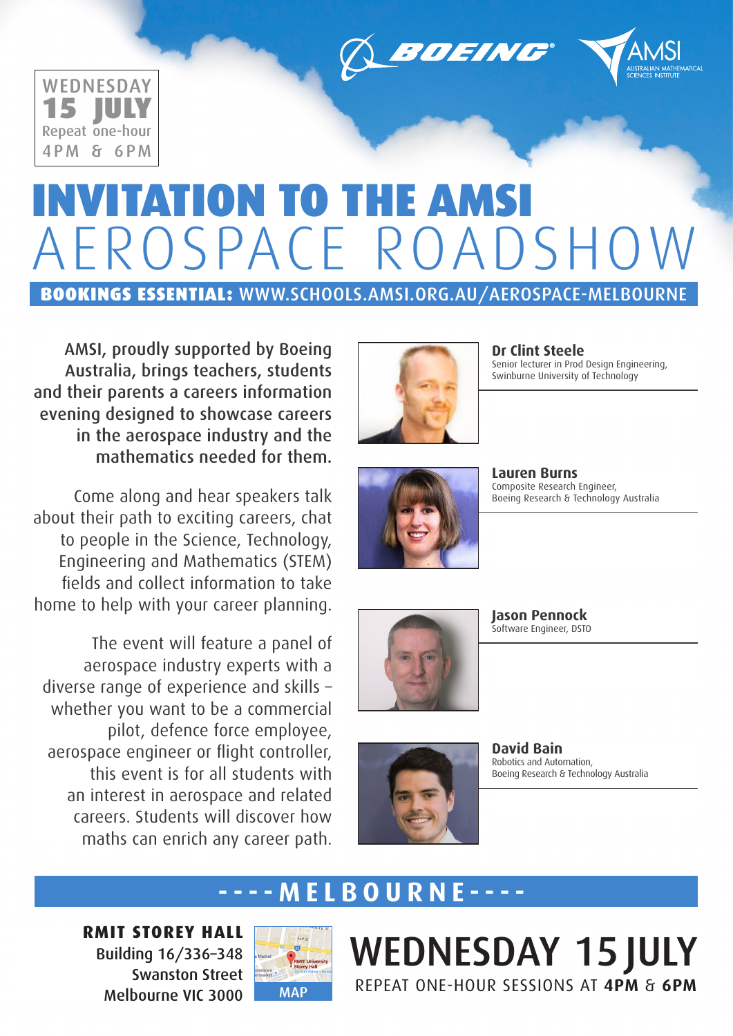WEDNESDAY
**15 JULY**
Repeat one-hour
4PM & 6PM

BOEING AMSI AUSTRALIAN MATHEMATICAL SCIENCES INSTITUTE

# INVITATION TO THE AMSI AEROSPACE ROADSHOW

**BOOKINGS ESSENTIAL:** WWW.SCHOOLS.AMSI.ORG.AU/AEROSPACE-MELBOURNE

AMSI, proudly supported by Boeing Australia, brings teachers, students and their parents a careers information evening designed to showcase careers in the aerospace industry and the mathematics needed for them.

Come along and hear speakers talk about their path to exciting careers, chat to people in the Science, Technology, Engineering and Mathematics (STEM) fields and collect information to take home to help with your career planning.

The event will feature a panel of aerospace industry experts with a diverse range of experience and skills – whether you want to be a commercial pilot, defence force employee, aerospace engineer or flight controller, this event is for all students with an interest in aerospace and related careers. Students will discover how maths can enrich any career path.

**Dr Clint Steele**
Senior lecturer in Prod Design Engineering, Swinburne University of Technology

**Lauren Burns**
Composite Research Engineer, Boeing Research & Technology Australia

**Jason Pennock**
Software Engineer, DSTO

**David Bain**
Robotics and Automation, Boeing Research & Technology Australia

## ----MELBOURNE----

**RMIT STOREY HALL**
Building 16/336–348
Swanston Street
Melbourne VIC 3000

MAP

## WEDNESDAY 15 JULY

REPEAT ONE-HOUR SESSIONS AT **4PM** & **6PM**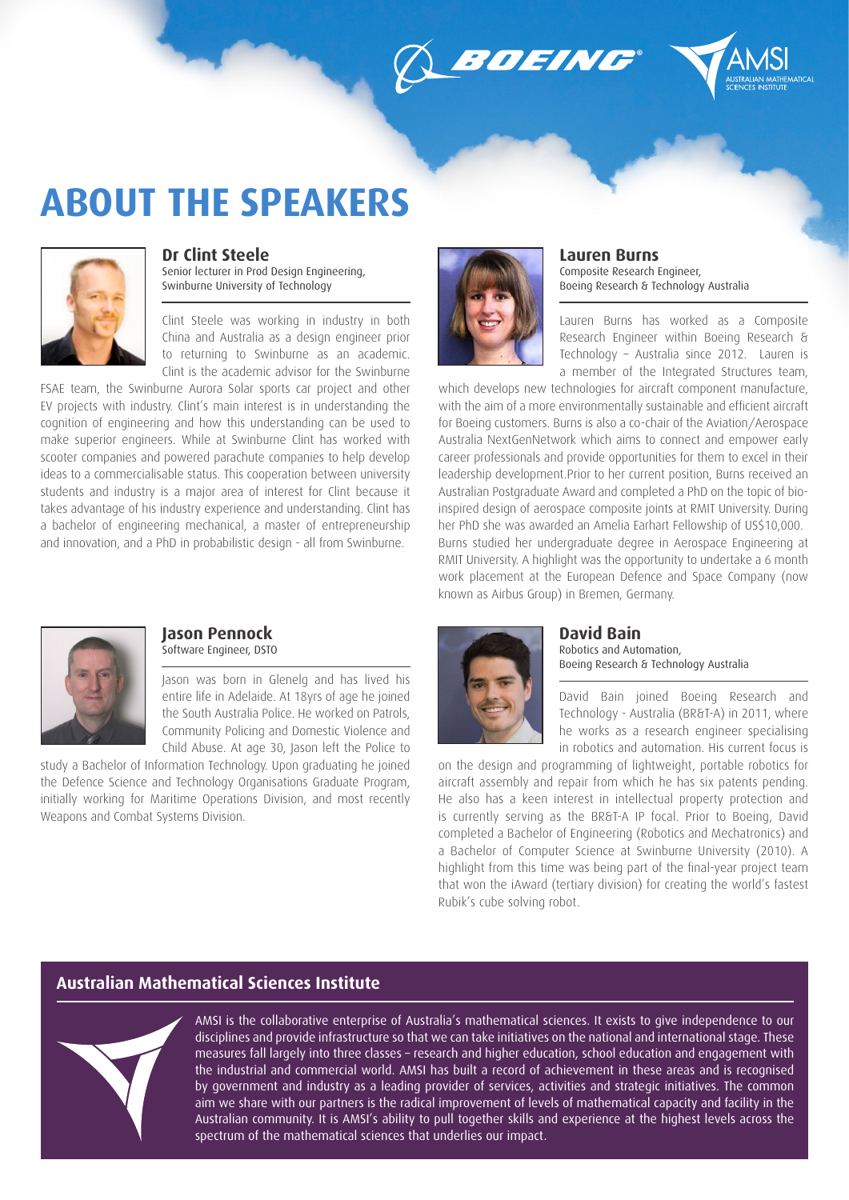# ABOUT THE SPEAKERS

### Dr Clint Steele

Senior lecturer in Prod Design Engineering,
Swinburne University of Technology

Clint Steele was working in industry in both China and Australia as a design engineer prior to returning to Swinburne as an academic. Clint is the academic advisor for the Swinburne FSAE team, the Swinburne Aurora Solar sports car project and other EV projects with industry. Clint's main interest is in understanding the cognition of engineering and how this understanding can be used to make superior engineers. While at Swinburne Clint has worked with scooter companies and powered parachute companies to help develop ideas to a commercialisable status. This cooperation between university students and industry is a major area of interest for Clint because it takes advantage of his industry experience and understanding. Clint has a bachelor of engineering mechanical, a master of entrepreneurship and innovation, and a PhD in probabilistic design - all from Swinburne.

### Lauren Burns

Composite Research Engineer,
Boeing Research & Technology Australia

Lauren Burns has worked as a Composite Research Engineer within Boeing Research & Technology – Australia since 2012. Lauren is a member of the Integrated Structures team, which develops new technologies for aircraft component manufacture, with the aim of a more environmentally sustainable and efficient aircraft for Boeing customers. Burns is also a co-chair of the Aviation/Aerospace Australia NextGenNetwork which aims to connect and empower early career professionals and provide opportunities for them to excel in their leadership development.Prior to her current position, Burns received an Australian Postgraduate Award and completed a PhD on the topic of bio-inspired design of aerospace composite joints at RMIT University. During her PhD she was awarded an Amelia Earhart Fellowship of US$10,000. Burns studied her undergraduate degree in Aerospace Engineering at RMIT University. A highlight was the opportunity to undertake a 6 month work placement at the European Defence and Space Company (now known as Airbus Group) in Bremen, Germany.

### Jason Pennock

Software Engineer, DSTO

Jason was born in Glenelg and has lived his entire life in Adelaide. At 18yrs of age he joined the South Australia Police. He worked on Patrols, Community Policing and Domestic Violence and Child Abuse. At age 30, Jason left the Police to study a Bachelor of Information Technology. Upon graduating he joined the Defence Science and Technology Organisations Graduate Program, initially working for Maritime Operations Division, and most recently Weapons and Combat Systems Division.

### David Bain

Robotics and Automation,
Boeing Research & Technology Australia

David Bain joined Boeing Research and Technology - Australia (BR&T-A) in 2011, where he works as a research engineer specialising in robotics and automation. His current focus is on the design and programming of lightweight, portable robotics for aircraft assembly and repair from which he has six patents pending. He also has a keen interest in intellectual property protection and is currently serving as the BR&T-A IP focal. Prior to Boeing, David completed a Bachelor of Engineering (Robotics and Mechatronics) and a Bachelor of Computer Science at Swinburne University (2010). A highlight from this time was being part of the final-year project team that won the iAward (tertiary division) for creating the world's fastest Rubik's cube solving robot.

## Australian Mathematical Sciences Institute

AMSI is the collaborative enterprise of Australia's mathematical sciences. It exists to give independence to our disciplines and provide infrastructure so that we can take initiatives on the national and international stage. These measures fall largely into three classes – research and higher education, school education and engagement with the industrial and commercial world. AMSI has built a record of achievement in these areas and is recognised by government and industry as a leading provider of services, activities and strategic initiatives. The common aim we share with our partners is the radical improvement of levels of mathematical capacity and facility in the Australian community. It is AMSI's ability to pull together skills and experience at the highest levels across the spectrum of the mathematical sciences that underlies our impact.